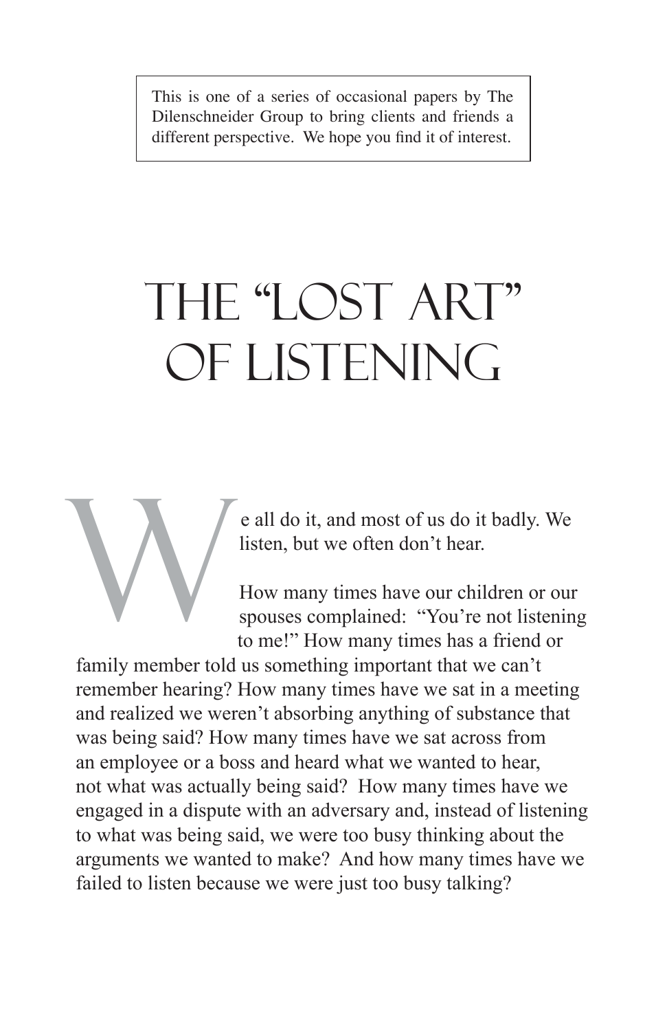This is one of a series of occasional papers by The Dilenschneider Group to bring clients and friends a different perspective. We hope you find it of interest.

# THE "LOST ART" OF LISTENING

We all do it, and most of us do it badly. We listen, but we often don't hear.

How many times have our children or our spouses complained: "You're not listening to me!" How many times has a friend or family member told us something important that we can't remember hearing? How many times have we sat in a meeting and realized we weren't absorbing anything of substance that was being said? How many times have we sat across from an employee or a boss and heard what we wanted to hear, not what was actually being said? How many times have we engaged in a dispute with an adversary and, instead of listening to what was being said, we were too busy thinking about the arguments we wanted to make? And how many times have we failed to listen because we were just too busy talking?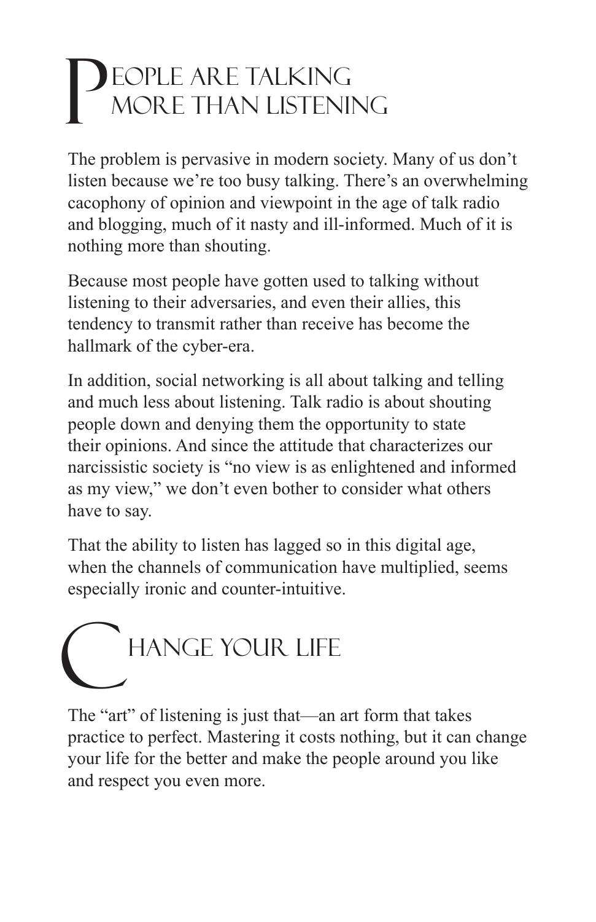## People Are Talking More Than Listening

The problem is pervasive in modern society. Many of us don't listen because we're too busy talking. There's an overwhelming cacophony of opinion and viewpoint in the age of talk radio and blogging, much of it nasty and ill-informed. Much of it is nothing more than shouting.

Because most people have gotten used to talking without listening to their adversaries, and even their allies, this tendency to transmit rather than receive has become the hallmark of the cyber-era.

In addition, social networking is all about talking and telling and much less about listening. Talk radio is about shouting people down and denying them the opportunity to state their opinions. And since the attitude that characterizes our narcissistic society is "no view is as enlightened and informed as my view," we don't even bother to consider what others have to say.

That the ability to listen has lagged so in this digital age, when the channels of communication have multiplied, seems especially ironic and counter-intuitive.

## Change Your Life

The "art" of listening is just that—an art form that takes practice to perfect. Mastering it costs nothing, but it can change your life for the better and make the people around you like and respect you even more.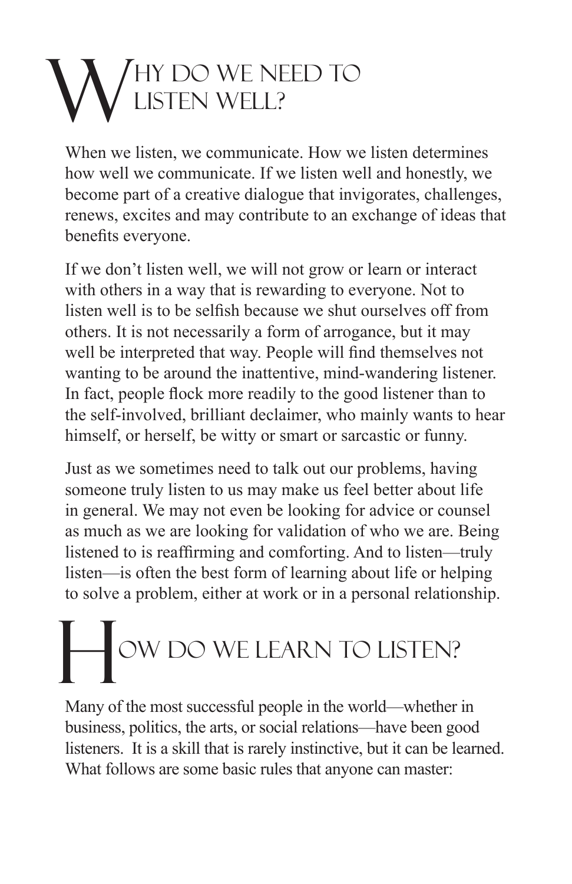# Why do we need to listen well?

When we listen, we communicate. How we listen determines how well we communicate. If we listen well and honestly, we become part of a creative dialogue that invigorates, challenges, renews, excites and may contribute to an exchange of ideas that benefits everyone.

If we don't listen well, we will not grow or learn or interact with others in a way that is rewarding to everyone. Not to listen well is to be selfish because we shut ourselves off from others. It is not necessarily a form of arrogance, but it may well be interpreted that way. People will find themselves not wanting to be around the inattentive, mind-wandering listener. In fact, people flock more readily to the good listener than to the self-involved, brilliant declaimer, who mainly wants to hear himself, or herself, be witty or smart or sarcastic or funny.

Just as we sometimes need to talk out our problems, having someone truly listen to us may make us feel better about life in general. We may not even be looking for advice or counsel as much as we are looking for validation of who we are. Being listened to is reaffirming and comforting. And to listen—truly listen—is often the best form of learning about life or helping to solve a problem, either at work or in a personal relationship.

# How do we learn to listen?

Many of the most successful people in the world—whether in business, politics, the arts, or social relations—have been good listeners. It is a skill that is rarely instinctive, but it can be learned. What follows are some basic rules that anyone can master: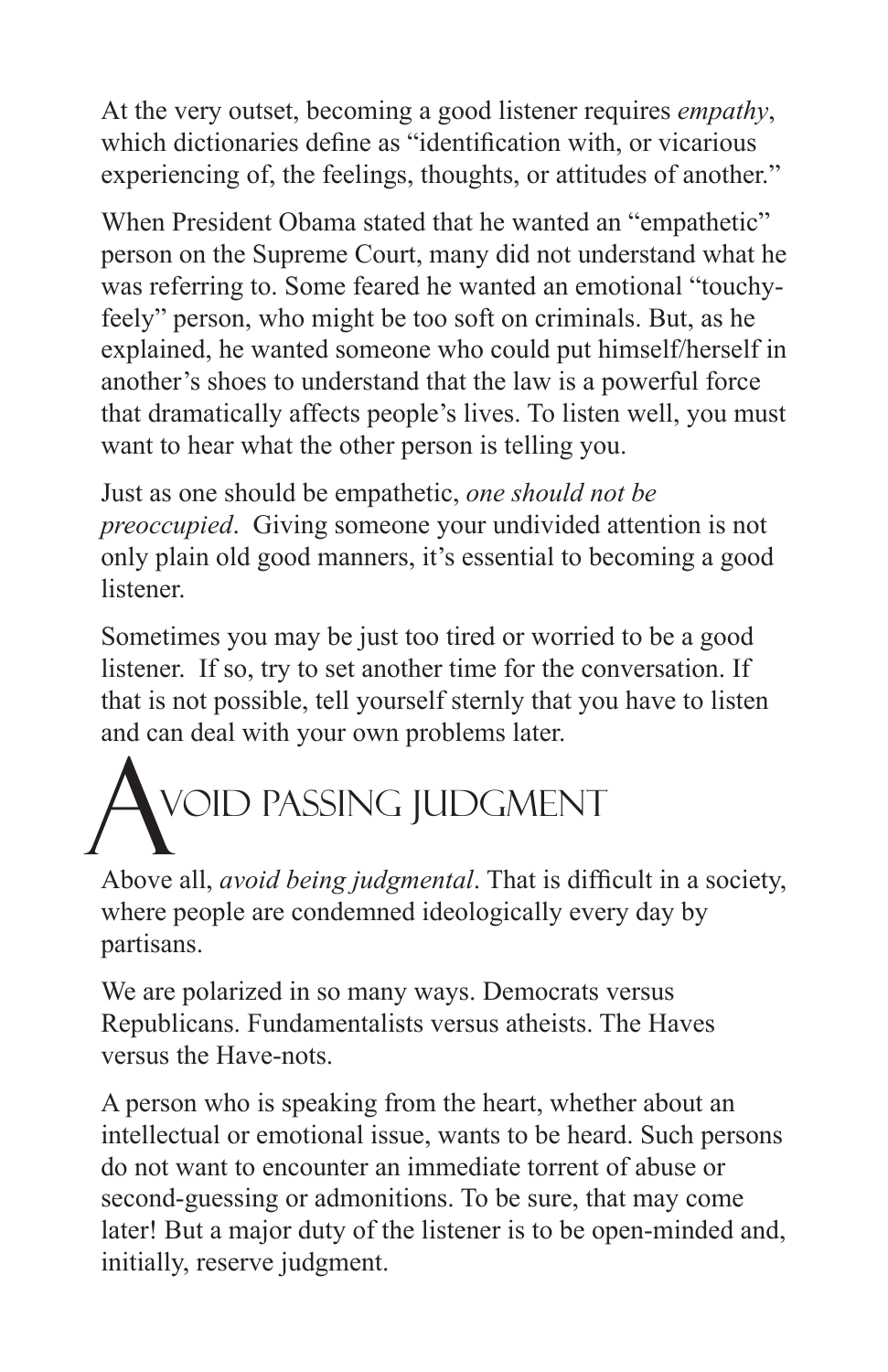At the very outset, becoming a good listener requires *empathy*, which dictionaries define as "identification with, or vicarious experiencing of, the feelings, thoughts, or attitudes of another."

When President Obama stated that he wanted an "empathetic" person on the Supreme Court, many did not understand what he was referring to. Some feared he wanted an emotional "touchy-feely" person, who might be too soft on criminals. But, as he explained, he wanted someone who could put himself/herself in another's shoes to understand that the law is a powerful force that dramatically affects people's lives. To listen well, you must want to hear what the other person is telling you.

Just as one should be empathetic, *one should not be preoccupied*. Giving someone your undivided attention is not only plain old good manners, it's essential to becoming a good listener.

Sometimes you may be just too tired or worried to be a good listener. If so, try to set another time for the conversation. If that is not possible, tell yourself sternly that you have to listen and can deal with your own problems later.

## Avoid Passing Judgment

Above all, *avoid being judgmental*. That is difficult in a society, where people are condemned ideologically every day by partisans.

We are polarized in so many ways. Democrats versus Republicans. Fundamentalists versus atheists. The Haves versus the Have-nots.

A person who is speaking from the heart, whether about an intellectual or emotional issue, wants to be heard. Such persons do not want to encounter an immediate torrent of abuse or second-guessing or admonitions. To be sure, that may come later! But a major duty of the listener is to be open-minded and, initially, reserve judgment.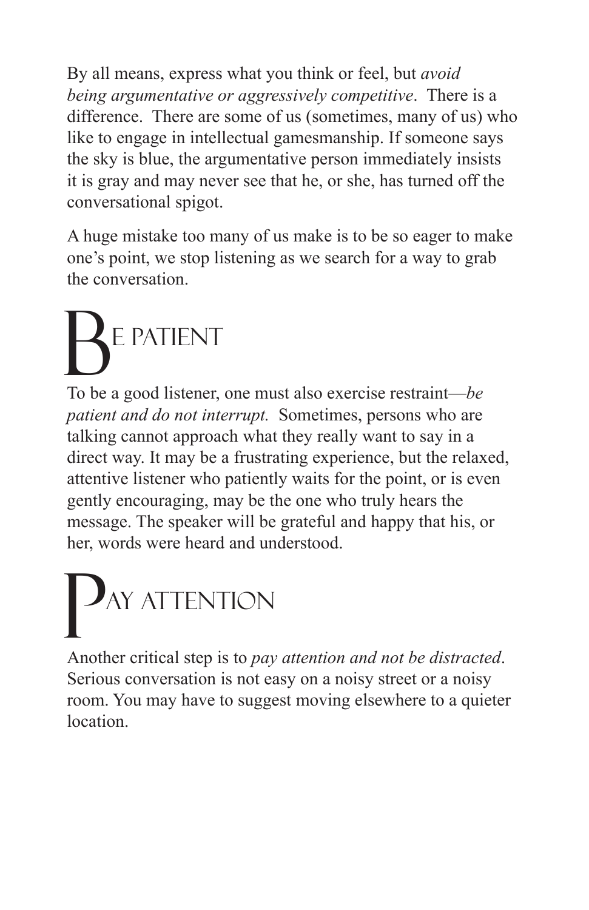By all means, express what you think or feel, but *avoid being argumentative or aggressively competitive*. There is a difference. There are some of us (sometimes, many of us) who like to engage in intellectual gamesmanship. If someone says the sky is blue, the argumentative person immediately insists it is gray and may never see that he, or she, has turned off the conversational spigot.

A huge mistake too many of us make is to be so eager to make one's point, we stop listening as we search for a way to grab the conversation.

## Be Patient

To be a good listener, one must also exercise restraint—*be patient and do not interrupt.* Sometimes, persons who are talking cannot approach what they really want to say in a direct way. It may be a frustrating experience, but the relaxed, attentive listener who patiently waits for the point, or is even gently encouraging, may be the one who truly hears the message. The speaker will be grateful and happy that his, or her, words were heard and understood.

## Pay Attention

Another critical step is to *pay attention and not be distracted*. Serious conversation is not easy on a noisy street or a noisy room. You may have to suggest moving elsewhere to a quieter location.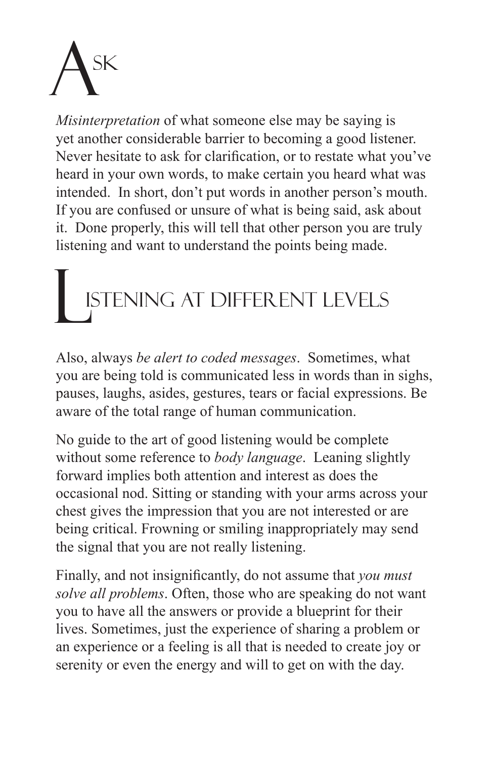## Ask

*Misinterpretation* of what someone else may be saying is yet another considerable barrier to becoming a good listener. Never hesitate to ask for clarification, or to restate what you've heard in your own words, to make certain you heard what was intended. In short, don't put words in another person's mouth. If you are confused or unsure of what is being said, ask about it. Done properly, this will tell that other person you are truly listening and want to understand the points being made.

## Listening at Different Levels

Also, always *be alert to coded messages*. Sometimes, what you are being told is communicated less in words than in sighs, pauses, laughs, asides, gestures, tears or facial expressions. Be aware of the total range of human communication.

No guide to the art of good listening would be complete without some reference to *body language*. Leaning slightly forward implies both attention and interest as does the occasional nod. Sitting or standing with your arms across your chest gives the impression that you are not interested or are being critical. Frowning or smiling inappropriately may send the signal that you are not really listening.

Finally, and not insignificantly, do not assume that *you must solve all problems*. Often, those who are speaking do not want you to have all the answers or provide a blueprint for their lives. Sometimes, just the experience of sharing a problem or an experience or a feeling is all that is needed to create joy or serenity or even the energy and will to get on with the day.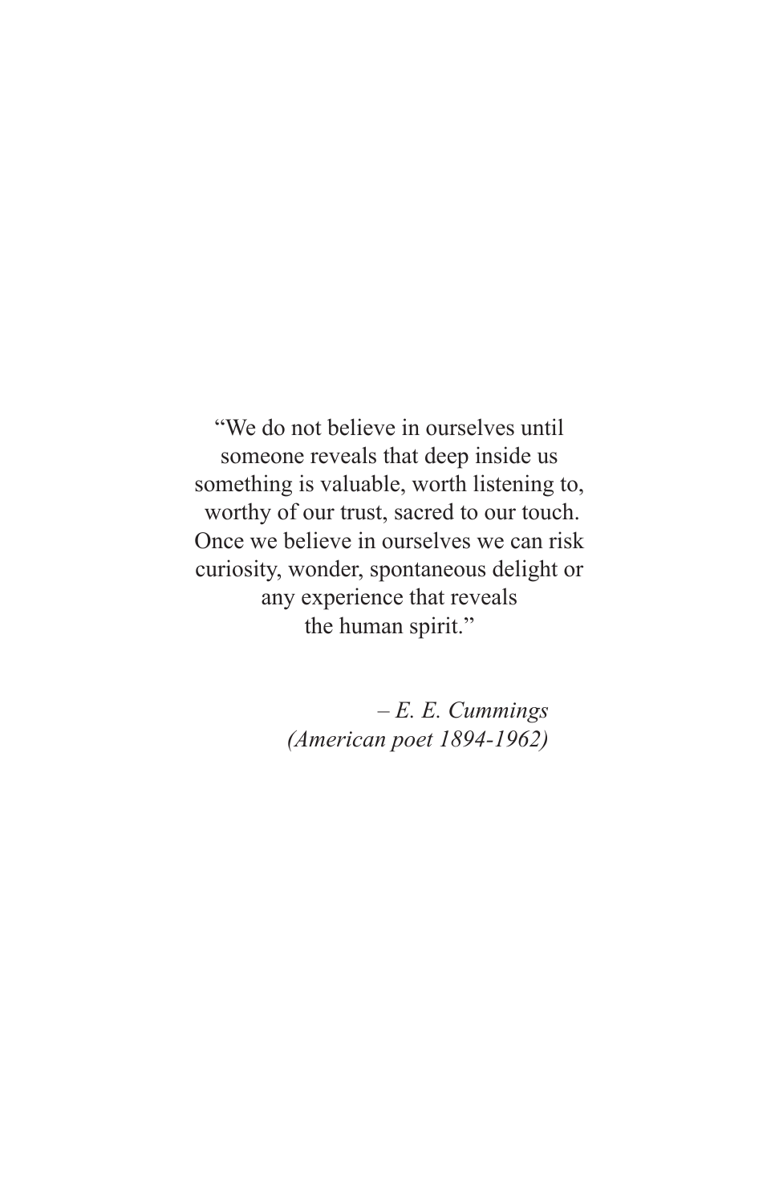"We do not believe in ourselves until
someone reveals that deep inside us
something is valuable, worth listening to,
worthy of our trust, sacred to our touch.
Once we believe in ourselves we can risk
curiosity, wonder, spontaneous delight or
any experience that reveals
the human spirit."

*– E. E. Cummings*
*(American poet 1894-1962)*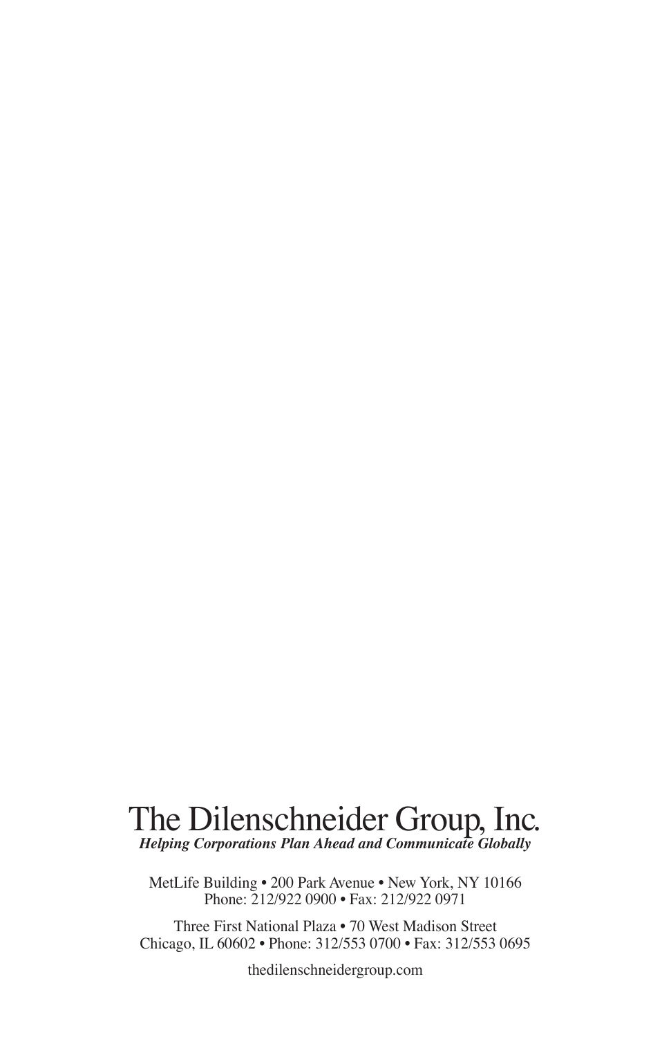# The Dilenschneider Group, Inc.

***Helping Corporations Plan Ahead and Communicate Globally***

MetLife Building • 200 Park Avenue • New York, NY 10166
Phone: 212/922 0900 • Fax: 212/922 0971

Three First National Plaza • 70 West Madison Street
Chicago, IL 60602 • Phone: 312/553 0700 • Fax: 312/553 0695

thedilenschneidergroup.com